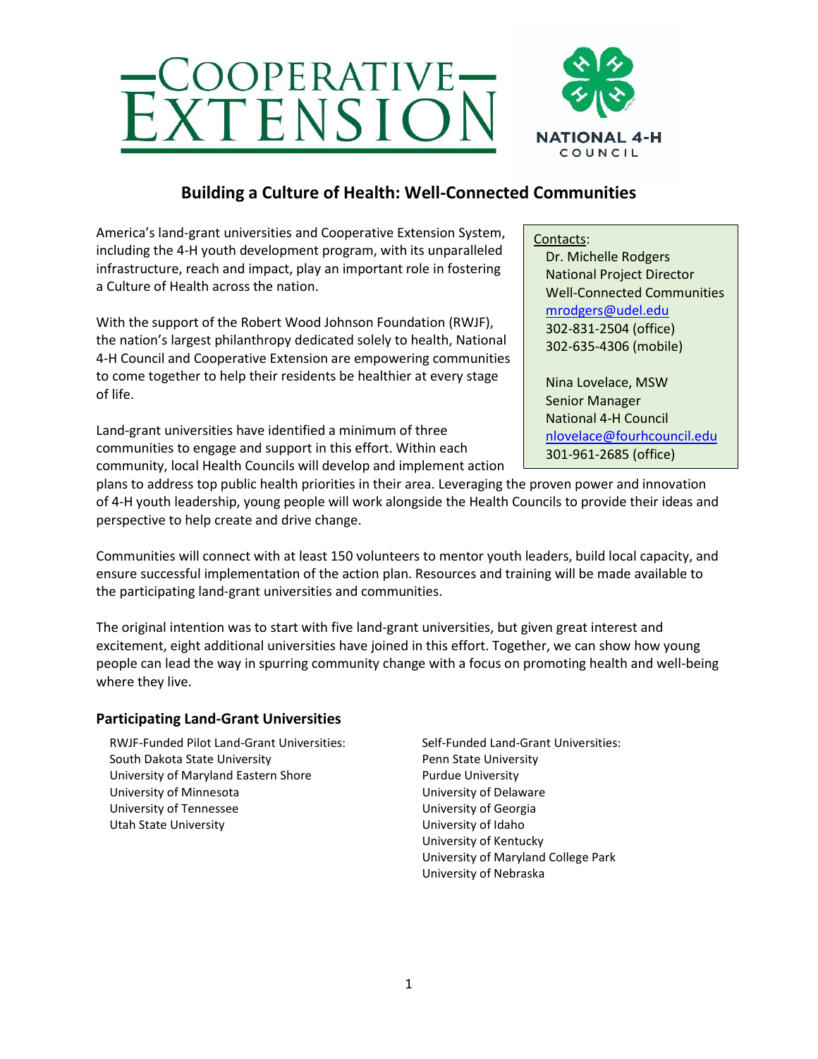# Building a Culture of Health: Well-Connected Communities

America's land-grant universities and Cooperative Extension System, including the 4-H youth development program, with its unparalleled infrastructure, reach and impact, play an important role in fostering a Culture of Health across the nation.

With the support of the Robert Wood Johnson Foundation (RWJF), the nation's largest philanthropy dedicated solely to health, National 4-H Council and Cooperative Extension are empowering communities to come together to help their residents be healthier at every stage of life.

Land-grant universities have identified a minimum of three communities to engage and support in this effort. Within each community, local Health Councils will develop and implement action plans to address top public health priorities in their area. Leveraging the proven power and innovation of 4-H youth leadership, young people will work alongside the Health Councils to provide their ideas and perspective to help create and drive change.

Communities will connect with at least 150 volunteers to mentor youth leaders, build local capacity, and ensure successful implementation of the action plan. Resources and training will be made available to the participating land-grant universities and communities.

The original intention was to start with five land-grant universities, but given great interest and excitement, eight additional universities have joined in this effort. Together, we can show how young people can lead the way in spurring community change with a focus on promoting health and well-being where they live.

Contacts:

Dr. Michelle Rodgers
National Project Director
Well-Connected Communities
mrodgers@udel.edu
302-831-2504 (office)
302-635-4306 (mobile)

Nina Lovelace, MSW
Senior Manager
National 4-H Council
nlovelace@fourhcouncil.edu
301-961-2685 (office)

### Participating Land-Grant Universities

RWJF-Funded Pilot Land-Grant Universities:
- South Dakota State University
- University of Maryland Eastern Shore
- University of Minnesota
- University of Tennessee
- Utah State University

Self-Funded Land-Grant Universities:
- Penn State University
- Purdue University
- University of Delaware
- University of Georgia
- University of Idaho
- University of Kentucky
- University of Maryland College Park
- University of Nebraska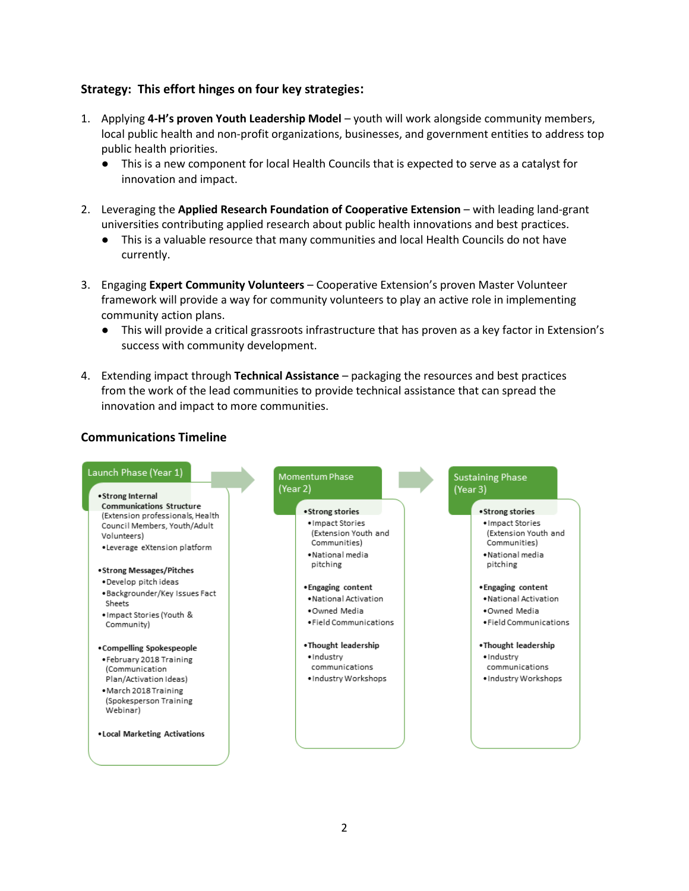**Strategy: This effort hinges on four key strategies:**

1. Applying **4-H's proven Youth Leadership Model** – youth will work alongside community members, local public health and non-profit organizations, businesses, and government entities to address top public health priorities.
   - This is a new component for local Health Councils that is expected to serve as a catalyst for innovation and impact.

2. Leveraging the **Applied Research Foundation of Cooperative Extension** – with leading land-grant universities contributing applied research about public health innovations and best practices.
   - This is a valuable resource that many communities and local Health Councils do not have currently.

3. Engaging **Expert Community Volunteers** – Cooperative Extension's proven Master Volunteer framework will provide a way for community volunteers to play an active role in implementing community action plans.
   - This will provide a critical grassroots infrastructure that has proven as a key factor in Extension's success with community development.

4. Extending impact through **Technical Assistance** – packaging the resources and best practices from the work of the lead communities to provide technical assistance that can spread the innovation and impact to more communities.

**Communications Timeline**

Launch Phase (Year 1)

- **Strong Internal Communications Structure** (Extension professionals, Health Council Members, Youth/Adult Volunteers)
  - Leverage eXtension platform
- **Strong Messages/Pitches**
  - Develop pitch ideas
  - Backgrounder/Key Issues Fact Sheets
  - Impact Stories (Youth & Community)
- **Compelling Spokespeople**
  - February 2018 Training (Communication Plan/Activation Ideas)
  - March 2018 Training (Spokesperson Training Webinar)
- **Local Marketing Activations**

Momentum Phase (Year 2)

- **Strong stories**
  - Impact Stories (Extension Youth and Communities)
  - National media pitching
- **Engaging content**
  - National Activation
  - Owned Media
  - Field Communications
- **Thought leadership**
  - Industry communications
  - Industry Workshops

Sustaining Phase (Year 3)

- **Strong stories**
  - Impact Stories (Extension Youth and Communities)
  - National media pitching
- **Engaging content**
  - National Activation
  - Owned Media
  - Field Communications
- **Thought leadership**
  - Industry communications
  - Industry Workshops